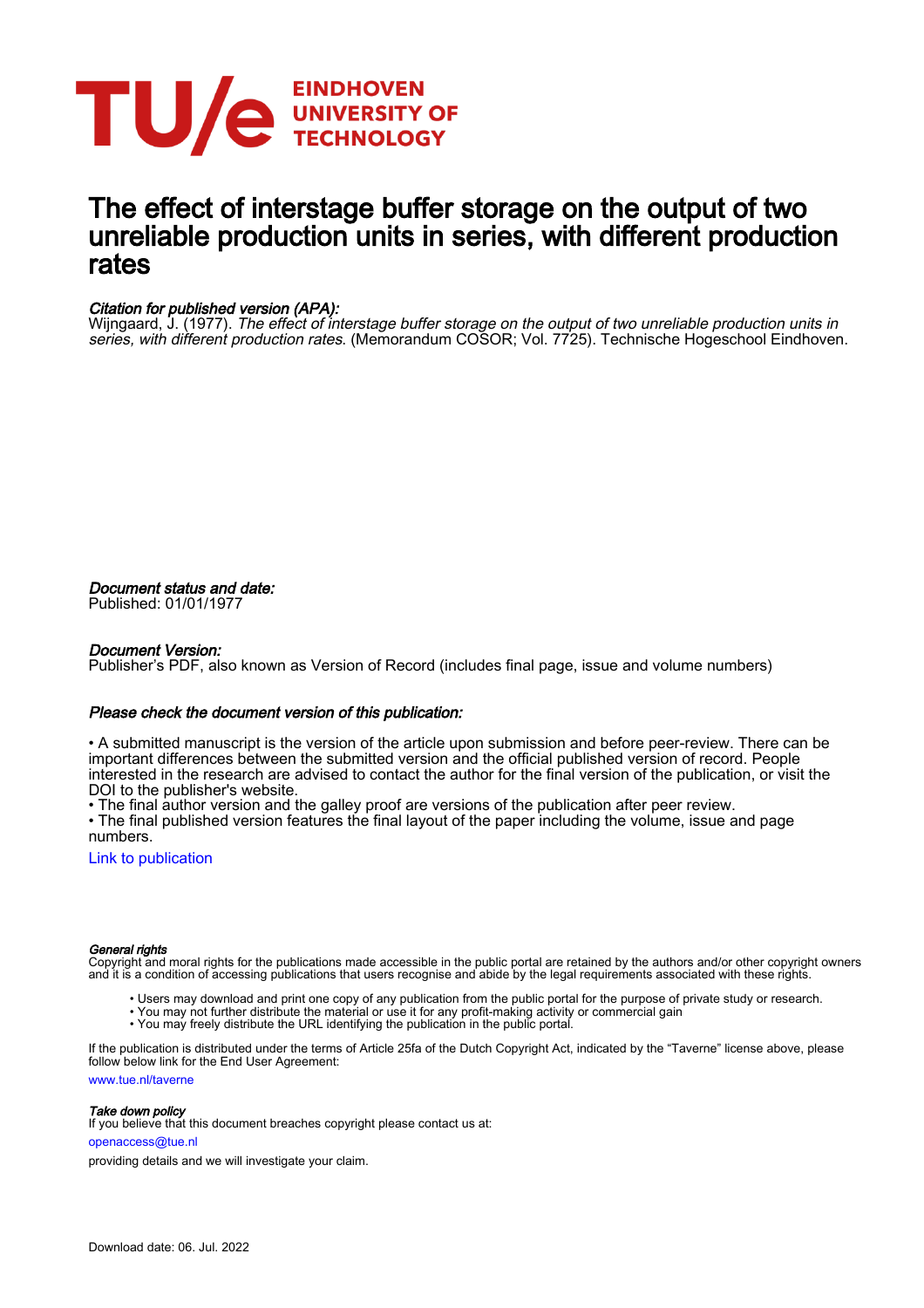# The effect of interstage buffer storage on the output of two unreliable production units in series, with different production rates

*Citation for published version (APA):*
Wijngaard, J. (1977). *The effect of interstage buffer storage on the output of two unreliable production units in series, with different production rates.* (Memorandum COSOR; Vol. 7725). Technische Hogeschool Eindhoven.

*Document status and date:*
Published: 01/01/1977

*Document Version:*
Publisher's PDF, also known as Version of Record (includes final page, issue and volume numbers)

*Please check the document version of this publication:*

• A submitted manuscript is the version of the article upon submission and before peer-review. There can be important differences between the submitted version and the official published version of record. People interested in the research are advised to contact the author for the final version of the publication, or visit the DOI to the publisher's website.
• The final author version and the galley proof are versions of the publication after peer review.
• The final published version features the final layout of the paper including the volume, issue and page numbers.

Link to publication

*General rights*
Copyright and moral rights for the publications made accessible in the public portal are retained by the authors and/or other copyright owners and it is a condition of accessing publications that users recognise and abide by the legal requirements associated with these rights.

- Users may download and print one copy of any publication from the public portal for the purpose of private study or research.
- You may not further distribute the material or use it for any profit-making activity or commercial gain
- You may freely distribute the URL identifying the publication in the public portal.

If the publication is distributed under the terms of Article 25fa of the Dutch Copyright Act, indicated by the "Taverne" license above, please follow below link for the End User Agreement:

www.tue.nl/taverne

*Take down policy*
If you believe that this document breaches copyright please contact us at:

openaccess@tue.nl

providing details and we will investigate your claim.

Download date: 06. Jul. 2022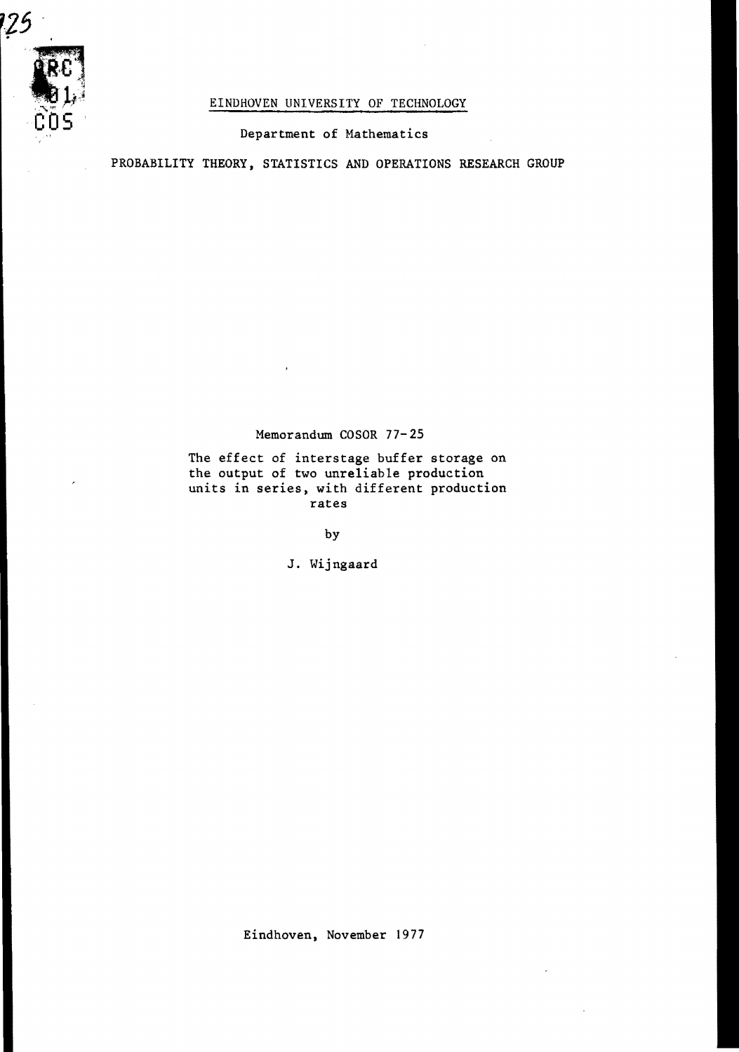EINDHOVEN UNIVERSITY OF TECHNOLOGY

Department of Mathematics

PROBABILITY THEORY, STATISTICS AND OPERATIONS RESEARCH GROUP

Memorandum COSOR 77-25

The effect of interstage buffer storage on the output of two unreliable production units in series, with different production rates

by

J. Wijngaard

Eindhoven, November 1977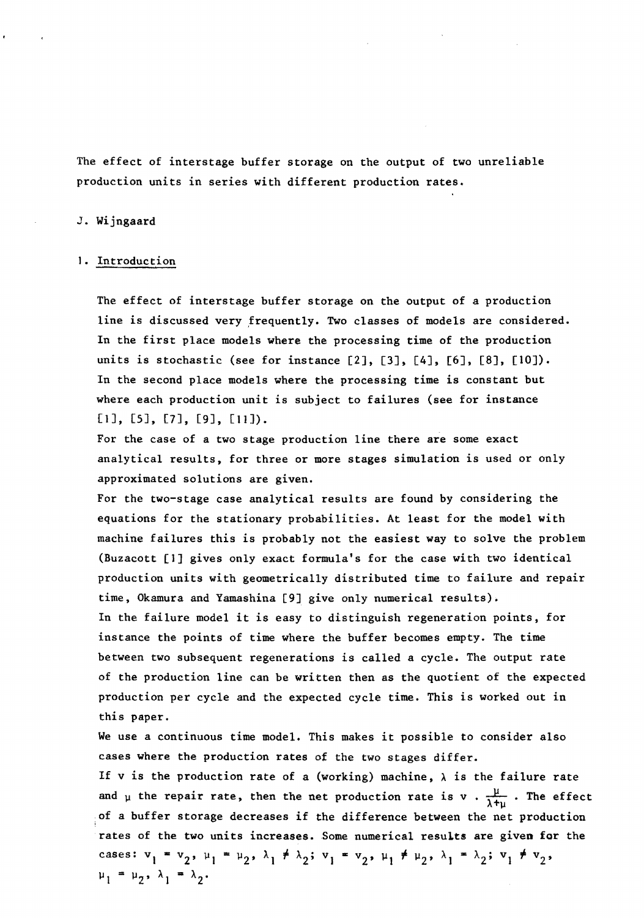The effect of interstage buffer storage on the output of two unreliable production units in series with different production rates.

J. Wijngaard

## 1. Introduction

The effect of interstage buffer storage on the output of a production line is discussed very frequently. Two classes of models are considered. In the first place models where the processing time of the production units is stochastic (see for instance [2], [3], [4], [6], [8], [10]). In the second place models where the processing time is constant but where each production unit is subject to failures (see for instance [1], [5], [7], [9], [11]).

For the case of a two stage production line there are some exact analytical results, for three or more stages simulation is used or only approximated solutions are given.

For the two-stage case analytical results are found by considering the equations for the stationary probabilities. At least for the model with machine failures this is probably not the easiest way to solve the problem (Buzacott [1] gives only exact formula's for the case with two identical production units with geometrically distributed time to failure and repair time, Okamura and Yamashina [9] give only numerical results).

In the failure model it is easy to distinguish regeneration points, for instance the points of time where the buffer becomes empty. The time between two subsequent regenerations is called a cycle. The output rate of the production line can be written then as the quotient of the expected production per cycle and the expected cycle time. This is worked out in this paper.

We use a continuous time model. This makes it possible to consider also cases where the production rates of the two stages differ.

If $v$ is the production rate of a (working) machine, $\lambda$ is the failure rate and $\mu$ the repair rate, then the net production rate is $v \cdot \frac{\mu}{\lambda+\mu}$. The effect of a buffer storage decreases if the difference between the net production rates of the two units increases. Some numerical results are given for the cases: $v_1 = v_2$, $\mu_1 = \mu_2$, $\lambda_1 \neq \lambda_2$; $v_1 = v_2$, $\mu_1 \neq \mu_2$, $\lambda_1 = \lambda_2$; $v_1 \neq v_2$, $\mu_1 = \mu_2$, $\lambda_1 = \lambda_2$.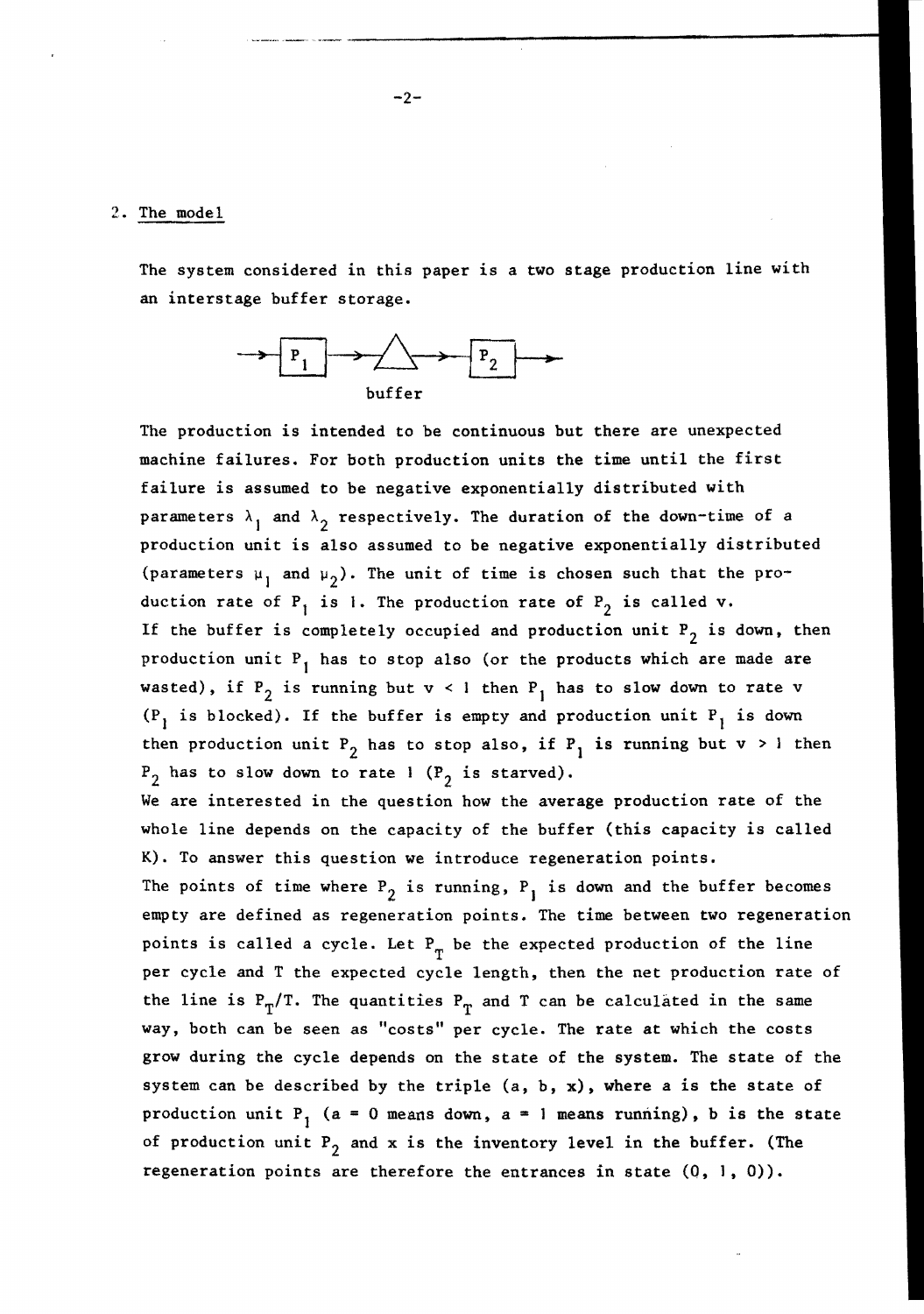## 2. The model

The system considered in this paper is a two stage production line with an interstage buffer storage.

$P_1$ → buffer → $P_2$

The production is intended to be continuous but there are unexpected machine failures. For both production units the time until the first failure is assumed to be negative exponentially distributed with parameters $\lambda_1$ and $\lambda_2$ respectively. The duration of the down-time of a production unit is also assumed to be negative exponentially distributed (parameters $\mu_1$ and $\mu_2$). The unit of time is chosen such that the production rate of $P_1$ is 1. The production rate of $P_2$ is called v.
If the buffer is completely occupied and production unit $P_2$ is down, then production unit $P_1$ has to stop also (or the products which are made are wasted), if $P_2$ is running but $v < 1$ then $P_1$ has to slow down to rate v ($P_1$ is blocked). If the buffer is empty and production unit $P_1$ is down then production unit $P_2$ has to stop also, if $P_1$ is running but $v > 1$ then $P_2$ has to slow down to rate 1 ($P_2$ is starved).
We are interested in the question how the average production rate of the whole line depends on the capacity of the buffer (this capacity is called K). To answer this question we introduce regeneration points.
The points of time where $P_2$ is running, $P_1$ is down and the buffer becomes empty are defined as regeneration points. The time between two regeneration points is called a cycle. Let $P_T$ be the expected production of the line per cycle and T the expected cycle length, then the net production rate of the line is $P_T/T$. The quantities $P_T$ and T can be calculated in the same way, both can be seen as "costs" per cycle. The rate at which the costs grow during the cycle depends on the state of the system. The state of the system can be described by the triple (a, b, x), where a is the state of production unit $P_1$ (a = 0 means down, a = 1 means running), b is the state of production unit $P_2$ and x is the inventory level in the buffer. (The regeneration points are therefore the entrances in state (0, 1, 0)).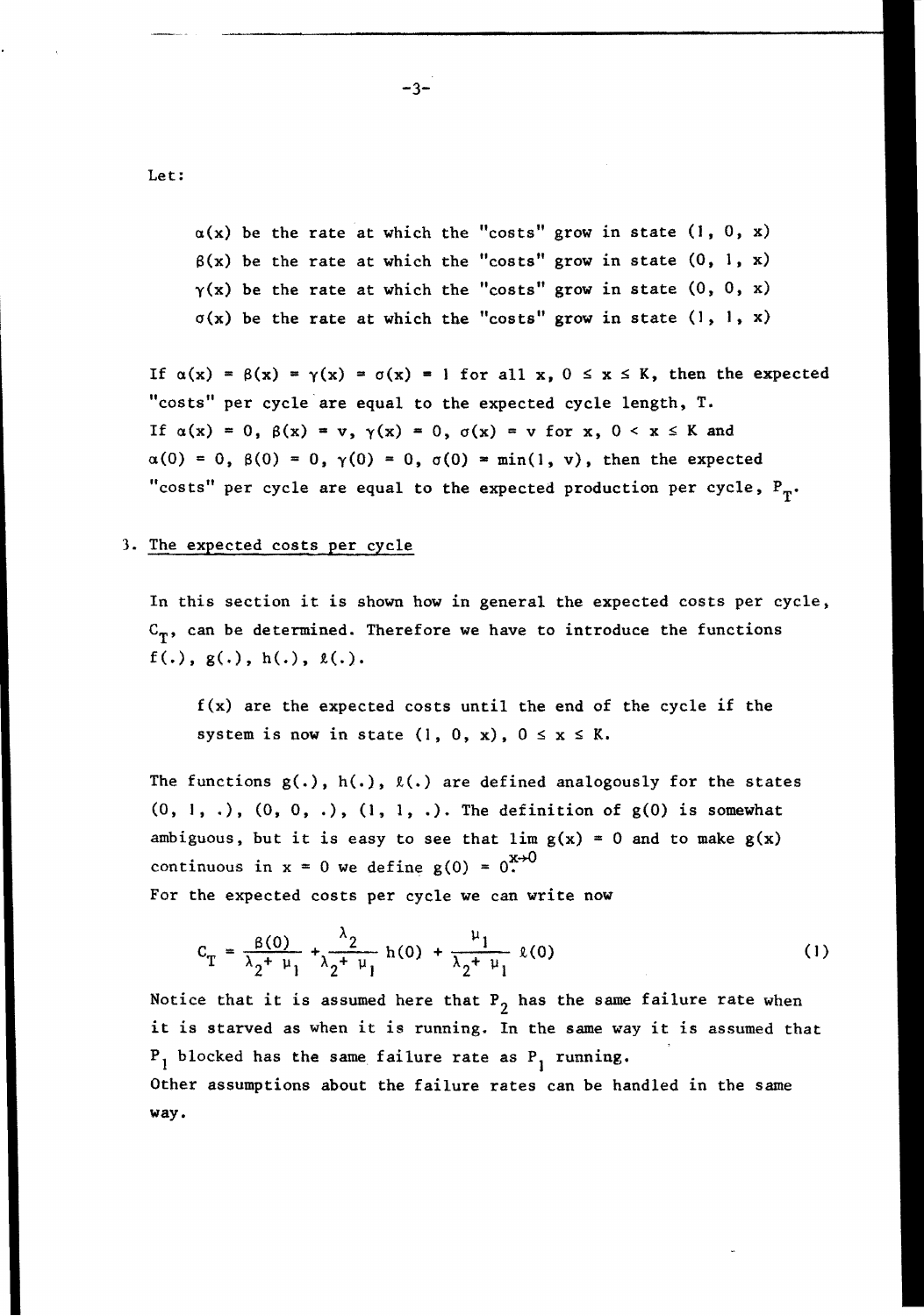Let:

> $\alpha(x)$ be the rate at which the "costs" grow in state $(1, 0, x)$
> $\beta(x)$ be the rate at which the "costs" grow in state $(0, 1, x)$
> $\gamma(x)$ be the rate at which the "costs" grow in state $(0, 0, x)$
> $\sigma(x)$ be the rate at which the "costs" grow in state $(1, 1, x)$

If $\alpha(x) = \beta(x) = \gamma(x) = \sigma(x) = 1$ for all x, $0 \le x \le K$, then the expected "costs" per cycle are equal to the expected cycle length, T.
If $\alpha(x) = 0$, $\beta(x) = v$, $\gamma(x) = 0$, $\sigma(x) = v$ for x, $0 < x \le K$ and $\alpha(0) = 0$, $\beta(0) = 0$, $\gamma(0) = 0$, $\sigma(0) = \min(1, v)$, then the expected "costs" per cycle are equal to the expected production per cycle, $P_T$.

## 3. The expected costs per cycle

In this section it is shown how in general the expected costs per cycle, $C_T$, can be determined. Therefore we have to introduce the functions $f(.)$, $g(.)$, $h(.)$, $\ell(.)$.

> $f(x)$ are the expected costs until the end of the cycle if the system is now in state $(1, 0, x)$, $0 \le x \le K$.

The functions $g(.)$, $h(.)$, $\ell(.)$ are defined analogously for the states $(0, 1, .)$, $(0, 0, .)$, $(1, 1, .)$. The definition of $g(0)$ is somewhat ambiguous, but it is easy to see that $\lim_{x \to 0} g(x) = 0$ and to make $g(x)$ continuous in $x = 0$ we define $g(0) = 0$.
For the expected costs per cycle we can write now

$$C_T = \frac{\beta(0)}{\lambda_2 + \mu_1} + \frac{\lambda_2}{\lambda_2 + \mu_1} h(0) + \frac{\mu_1}{\lambda_2 + \mu_1} \ell(0) \tag{1}$$

Notice that it is assumed here that $P_2$ has the same failure rate when it is starved as when it is running. In the same way it is assumed that $P_1$ blocked has the same failure rate as $P_1$ running.
Other assumptions about the failure rates can be handled in the same way.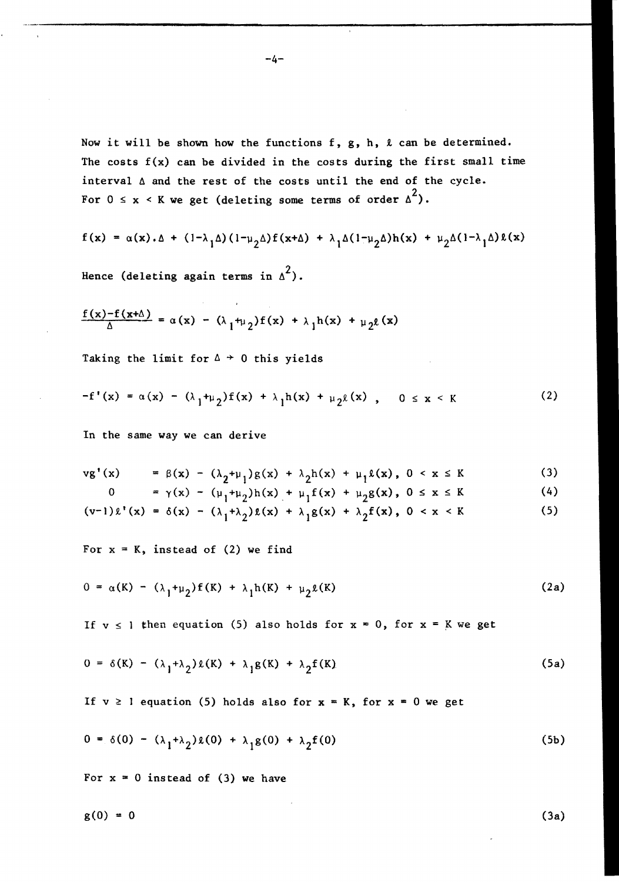Now it will be shown how the functions f, g, h, $\ell$ can be determined. The costs $f(x)$ can be divided in the costs during the first small time interval $\Delta$ and the rest of the costs until the end of the cycle. For $0 \le x < K$ we get (deleting some terms of order $\Delta^2$).

$$f(x) = \alpha(x).\Delta + (1-\lambda_1\Delta)(1-\mu_2\Delta)f(x+\Delta) + \lambda_1\Delta(1-\mu_2\Delta)h(x) + \mu_2\Delta(1-\lambda_1\Delta)\ell(x)$$

Hence (deleting again terms in $\Delta^2$).

$$\frac{f(x)-f(x+\Delta)}{\Delta} = \alpha(x) - (\lambda_1+\mu_2)f(x) + \lambda_1 h(x) + \mu_2\ell(x)$$

Taking the limit for $\Delta \to 0$ this yields

$$-f'(x) = \alpha(x) - (\lambda_1+\mu_2)f(x) + \lambda_1 h(x) + \mu_2\ell(x) \;, \quad 0 \le x < K \tag{2}$$

In the same way we can derive

$$vg'(x) = \beta(x) - (\lambda_2+\mu_1)g(x) + \lambda_2 h(x) + \mu_1\ell(x), \; 0 < x \le K \tag{3}$$

$$0 = \gamma(x) - (\mu_1+\mu_2)h(x) + \mu_1 f(x) + \mu_2 g(x), \; 0 \le x \le K \tag{4}$$

$$(v-1)\ell'(x) = \delta(x) - (\lambda_1+\lambda_2)\ell(x) + \lambda_1 g(x) + \lambda_2 f(x), \; 0 < x < K \tag{5}$$

For $x = K$, instead of (2) we find

$$0 = \alpha(K) - (\lambda_1+\mu_2)f(K) + \lambda_1 h(K) + \mu_2\ell(K) \tag{2a}$$

If $v \le 1$ then equation (5) also holds for $x = 0$, for $x = K$ we get

$$0 = \delta(K) - (\lambda_1+\lambda_2)\ell(K) + \lambda_1 g(K) + \lambda_2 f(K) \tag{5a}$$

If $v \ge 1$ equation (5) holds also for $x = K$, for $x = 0$ we get

$$0 = \delta(0) - (\lambda_1+\lambda_2)\ell(0) + \lambda_1 g(0) + \lambda_2 f(0) \tag{5b}$$

For $x = 0$ instead of (3) we have

$$g(0) = 0 \tag{3a}$$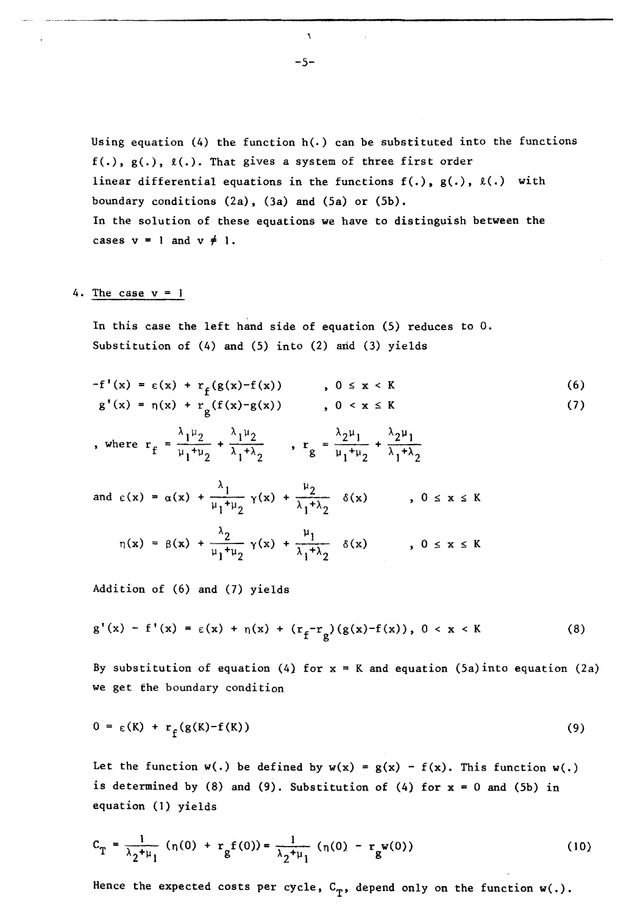Using equation (4) the function $h(.)$ can be substituted into the functions $f(.)$, $g(.)$, $\ell(.)$. That gives a system of three first order linear differential equations in the functions $f(.)$, $g(.)$, $\ell(.)$ with boundary conditions (2a), (3a) and (5a) or (5b).
In the solution of these equations we have to distinguish between the cases $v = 1$ and $v \neq 1$.

## 4. The case $v = 1$

In this case the left hand side of equation (5) reduces to 0.
Substitution of (4) and (5) into (2) and (3) yields

$$-f'(x) = \varepsilon(x) + r_f(g(x)-f(x)) \qquad , 0 \le x < K \tag{6}$$

$$g'(x) = \eta(x) + r_g(f(x)-g(x)) \qquad , 0 < x \le K \tag{7}$$

$$, \text{ where } r_f = \frac{\lambda_1\mu_2}{\mu_1+\mu_2} + \frac{\lambda_1\mu_2}{\lambda_1+\lambda_2} \qquad , r_g = \frac{\lambda_2\mu_1}{\mu_1+\mu_2} + \frac{\lambda_2\mu_1}{\lambda_1+\lambda_2}$$

$$\text{and } \varepsilon(x) = \alpha(x) + \frac{\lambda_1}{\mu_1+\mu_2}\gamma(x) + \frac{\mu_2}{\lambda_1+\lambda_2}\delta(x) \qquad , 0 \le x \le K$$

$$\eta(x) = \beta(x) + \frac{\lambda_2}{\mu_1+\mu_2}\gamma(x) + \frac{\mu_1}{\lambda_1+\lambda_2}\delta(x) \qquad , 0 \le x \le K$$

Addition of (6) and (7) yields

$$g'(x) - f'(x) = \varepsilon(x) + \eta(x) + (r_f - r_g)(g(x)-f(x)), \; 0 < x < K \tag{8}$$

By substitution of equation (4) for $x = K$ and equation (5a) into equation (2a) we get the boundary condition

$$0 = \varepsilon(K) + r_f(g(K)-f(K)) \tag{9}$$

Let the function $w(.)$ be defined by $w(x) = g(x) - f(x)$. This function $w(.)$ is determined by (8) and (9). Substitution of (4) for $x = 0$ and (5b) in equation (1) yields

$$C_T = \frac{1}{\lambda_2+\mu_1}(\eta(0) + r_g f(0)) = \frac{1}{\lambda_2+\mu_1}(\eta(0) - r_g w(0)) \tag{10}$$

Hence the expected costs per cycle, $C_T$, depend only on the function $w(.)$.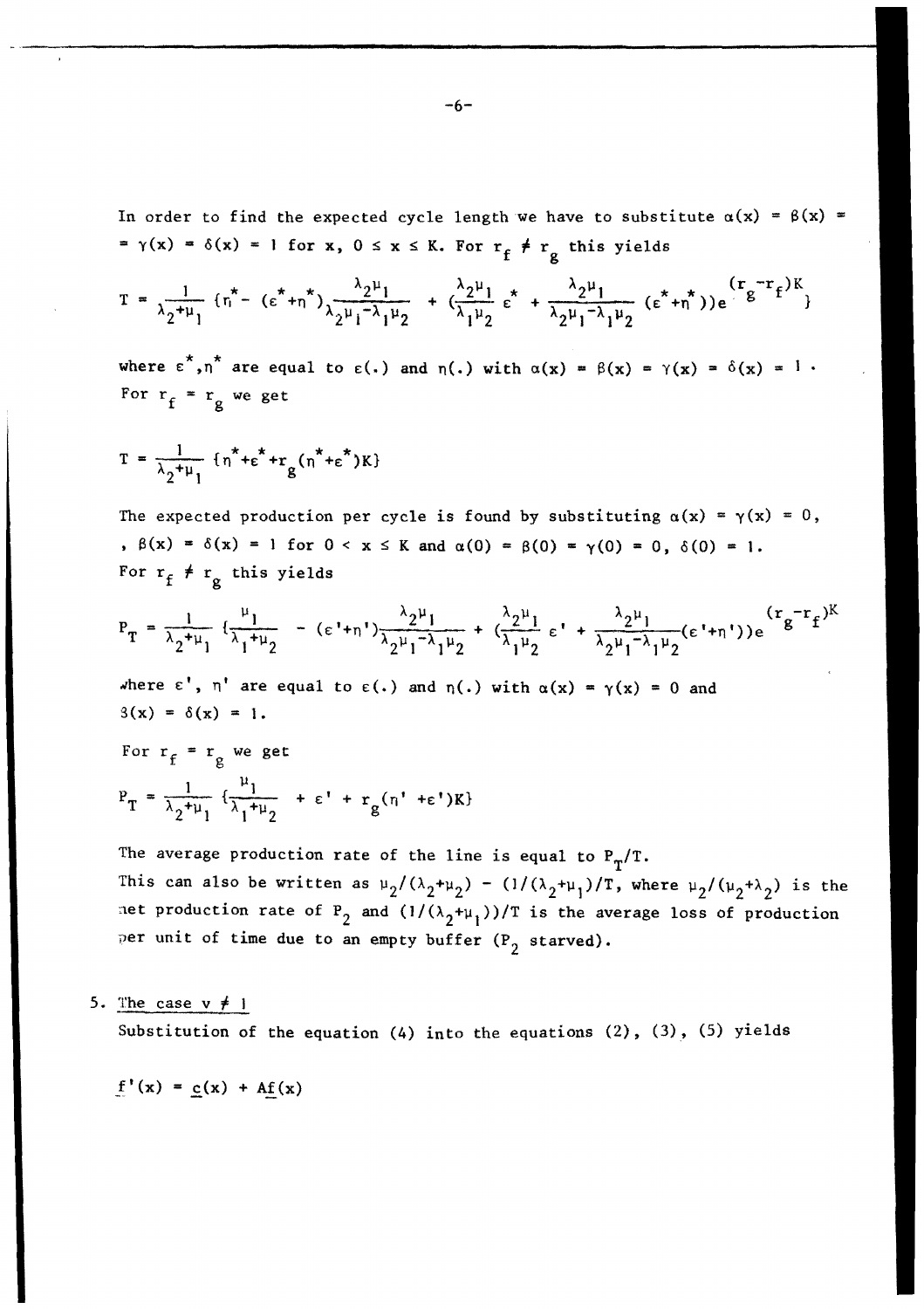In order to find the expected cycle length we have to substitute $\alpha(x) = \beta(x) = \gamma(x) = \delta(x) = 1$ for x, $0 \le x \le K$. For $r_f \ne r_g$ this yields

$$T = \frac{1}{\lambda_2+\mu_1} \{\eta^* - (\varepsilon^*+\eta^*)\frac{\lambda_2\mu_1}{\lambda_2\mu_1-\lambda_1\mu_2} + (\frac{\lambda_2\mu_1}{\lambda_1\mu_2}\varepsilon^* + \frac{\lambda_2\mu_1}{\lambda_2\mu_1-\lambda_1\mu_2}(\varepsilon^*+\eta^*))e^{(r_g-r_f)K}\}$$

where $\varepsilon^*, \eta^*$ are equal to $\varepsilon(.)$ and $\eta(.)$ with $\alpha(x) = \beta(x) = \gamma(x) = \delta(x) = 1$. For $r_f = r_g$ we get

$$T = \frac{1}{\lambda_2+\mu_1} \{\eta^*+\varepsilon^*+r_g(\eta^*+\varepsilon^*)K\}$$

The expected production per cycle is found by substituting $\alpha(x) = \gamma(x) = 0$, $\beta(x) = \delta(x) = 1$ for $0 < x \le K$ and $\alpha(0) = \beta(0) = \gamma(0) = 0$, $\delta(0) = 1$. For $r_f \ne r_g$ this yields

$$P_T = \frac{1}{\lambda_2+\mu_1} \{\frac{\mu_1}{\lambda_1+\mu_2} - (\varepsilon'+\eta')\frac{\lambda_2\mu_1}{\lambda_2\mu_1-\lambda_1\mu_2} + (\frac{\lambda_2\mu_1}{\lambda_1\mu_2}\varepsilon' + \frac{\lambda_2\mu_1}{\lambda_2\mu_1-\lambda_1\mu_2}(\varepsilon'+\eta'))e^{(r_g-r_f)K}$$

where $\varepsilon'$, $\eta'$ are equal to $\varepsilon(.)$ and $\eta(.)$ with $\alpha(x) = \gamma(x) = 0$ and $\beta(x) = \delta(x) = 1$.

For $r_f = r_g$ we get

$$P_T = \frac{1}{\lambda_2+\mu_1} \{\frac{\mu_1}{\lambda_1+\mu_2} + \varepsilon' + r_g(\eta'+\varepsilon')K\}$$

The average production rate of the line is equal to $P_T/T$.
This can also be written as $\mu_2/(\lambda_2+\mu_2) - (1/(\lambda_2+\mu_1))/T$, where $\mu_2/(\mu_2+\lambda_2)$ is the net production rate of $P_2$ and $(1/(\lambda_2+\mu_1))/T$ is the average loss of production per unit of time due to an empty buffer ($P_2$ starved).

5. The case $v \ne 1$

Substitution of the equation (4) into the equations (2), (3), (5) yields

$$\underline{f}'(x) = \underline{c}(x) + A\underline{f}(x)$$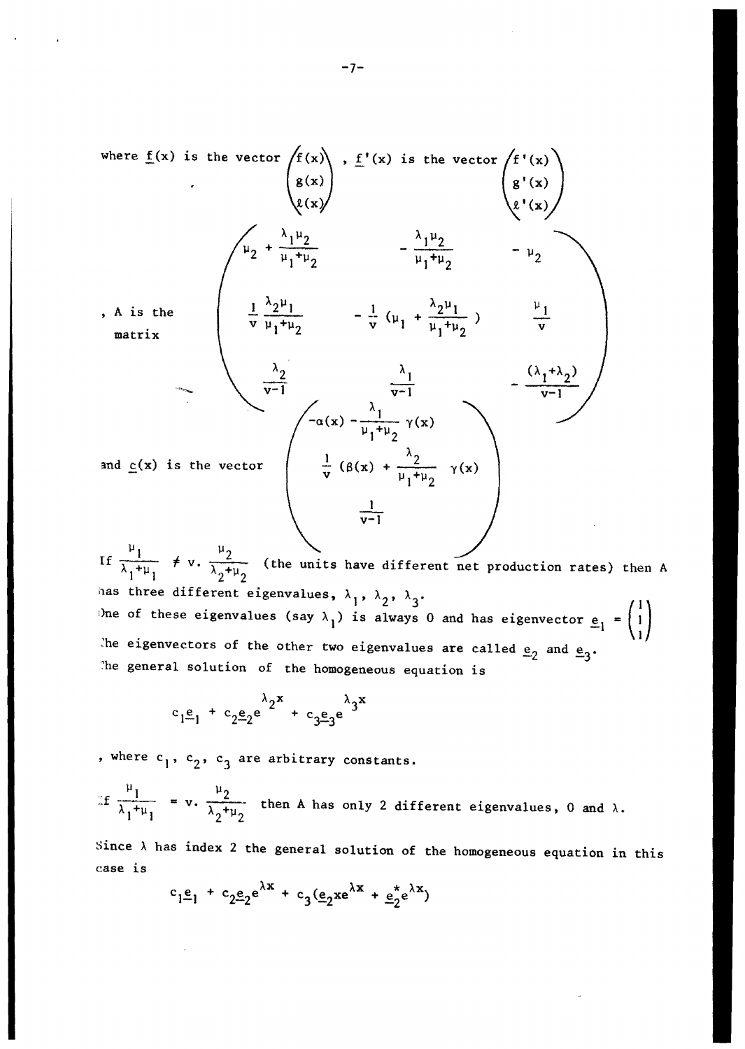where $\underline{f}(x)$ is the vector $\begin{pmatrix} f(x) \\ g(x) \\ \ell(x) \end{pmatrix}$, $\underline{f}'(x)$ is the vector $\begin{pmatrix} f'(x) \\ g'(x) \\ \ell'(x) \end{pmatrix}$

, A is the matrix

$$\begin{pmatrix} \mu_2 + \frac{\lambda_1\mu_2}{\mu_1+\mu_2} & -\frac{\lambda_1\mu_2}{\mu_1+\mu_2} & -\mu_2 \\ \frac{1}{v}\frac{\lambda_2\mu_1}{\mu_1+\mu_2} & -\frac{1}{v}(\mu_1 + \frac{\lambda_2\mu_1}{\mu_1+\mu_2}) & \frac{\mu_1}{v} \\ \frac{\lambda_2}{v-1} & \frac{\lambda_1}{v-1} & -\frac{(\lambda_1+\lambda_2)}{v-1} \end{pmatrix}$$

and $\underline{c}(x)$ is the vector

$$\begin{pmatrix} -\alpha(x) - \frac{\lambda_1}{\mu_1+\mu_2}\gamma(x) \\ \frac{1}{v}(\beta(x) + \frac{\lambda_2}{\mu_1+\mu_2}\gamma(x) \\ \frac{1}{v-1} \end{pmatrix}$$

If $\frac{\mu_1}{\lambda_1+\mu_1} \neq v.\frac{\mu_2}{\lambda_2+\mu_2}$ (the units have different net production rates) then A has three different eigenvalues, $\lambda_1$, $\lambda_2$, $\lambda_3$.

One of these eigenvalues (say $\lambda_1$) is always 0 and has eigenvector $\underline{e}_1 = \begin{pmatrix} 1 \\ 1 \\ 1 \end{pmatrix}$

The eigenvectors of the other two eigenvalues are called $\underline{e}_2$ and $\underline{e}_3$.

The general solution of the homogeneous equation is

$$c_1\underline{e}_1 + c_2\underline{e}_2e^{\lambda_2 x} + c_3\underline{e}_3e^{\lambda_3 x}$$

, where $c_1$, $c_2$, $c_3$ are arbitrary constants.

If $\frac{\mu_1}{\lambda_1+\mu_1} = v.\frac{\mu_2}{\lambda_2+\mu_2}$ then A has only 2 different eigenvalues, 0 and $\lambda$.

Since $\lambda$ has index 2 the general solution of the homogeneous equation in this case is

$$c_1\underline{e}_1 + c_2\underline{e}_2e^{\lambda x} + c_3(\underline{e}_2xe^{\lambda x} + \underline{e}_2^*e^{\lambda x})$$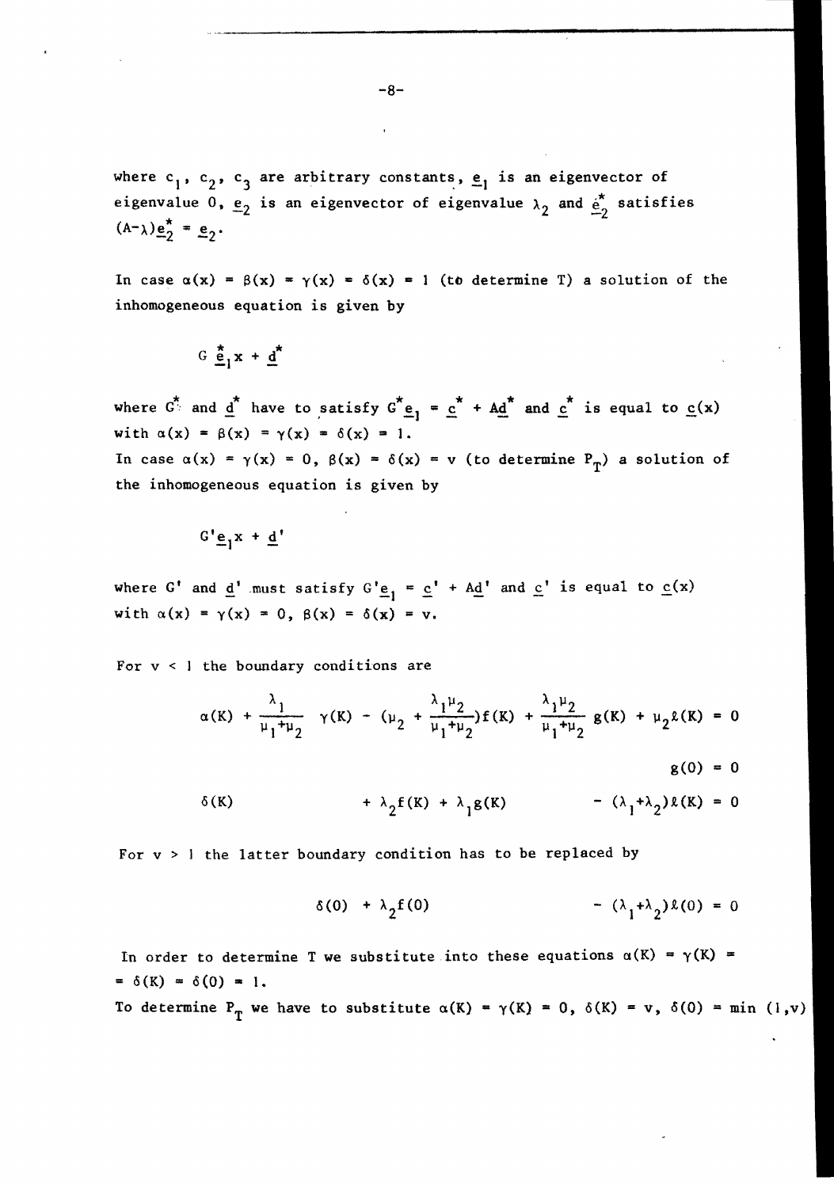where $c_1$, $c_2$, $c_3$ are arbitrary constants, $\underline{e}_1$ is an eigenvector of eigenvalue 0, $\underline{e}_2$ is an eigenvector of eigenvalue $\lambda_2$ and $\underline{e}_2^*$ satisfies $(A-\lambda)\underline{e}_2^* = \underline{e}_2$.

In case $\alpha(x) = \beta(x) = \gamma(x) = \delta(x) = 1$ (to determine T) a solution of the inhomogeneous equation is given by

$$G^* \underline{e}_1 x + \underline{d}^*$$

where $G^*$ and $\underline{d}^*$ have to satisfy $G^*\underline{e}_1 = \underline{c}^* + A\underline{d}^*$ and $\underline{c}^*$ is equal to $\underline{c}(x)$ with $\alpha(x) = \beta(x) = \gamma(x) = \delta(x) = 1$.
In case $\alpha(x) = \gamma(x) = 0$, $\beta(x) = \delta(x) = v$ (to determine $P_T$) a solution of the inhomogeneous equation is given by

$$G'\underline{e}_1 x + \underline{d}'$$

where $G'$ and $\underline{d}'$ must satisfy $G'\underline{e}_1 = \underline{c}' + A\underline{d}'$ and $\underline{c}'$ is equal to $\underline{c}(x)$ with $\alpha(x) = \gamma(x) = 0$, $\beta(x) = \delta(x) = v$.

For $v < 1$ the boundary conditions are

$$\alpha(K) + \frac{\lambda_1}{\mu_1+\mu_2}\gamma(K) - (\mu_2 + \frac{\lambda_1\mu_2}{\mu_1+\mu_2})f(K) + \frac{\lambda_1\mu_2}{\mu_1+\mu_2}g(K) + \mu_2 \ell(K) = 0$$

$$g(0) = 0$$

$$\delta(K) + \lambda_2 f(K) + \lambda_1 g(K) - (\lambda_1+\lambda_2)\ell(K) = 0$$

For $v > 1$ the latter boundary condition has to be replaced by

$$\delta(0) + \lambda_2 f(0) - (\lambda_1+\lambda_2)\ell(0) = 0$$

In order to determine T we substitute into these equations $\alpha(K) = \gamma(K) = \delta(K) = \delta(0) = 1$.
To determine $P_T$ we have to substitute $\alpha(K) = \gamma(K) = 0$, $\delta(K) = v$, $\delta(0) = \min(1,v)$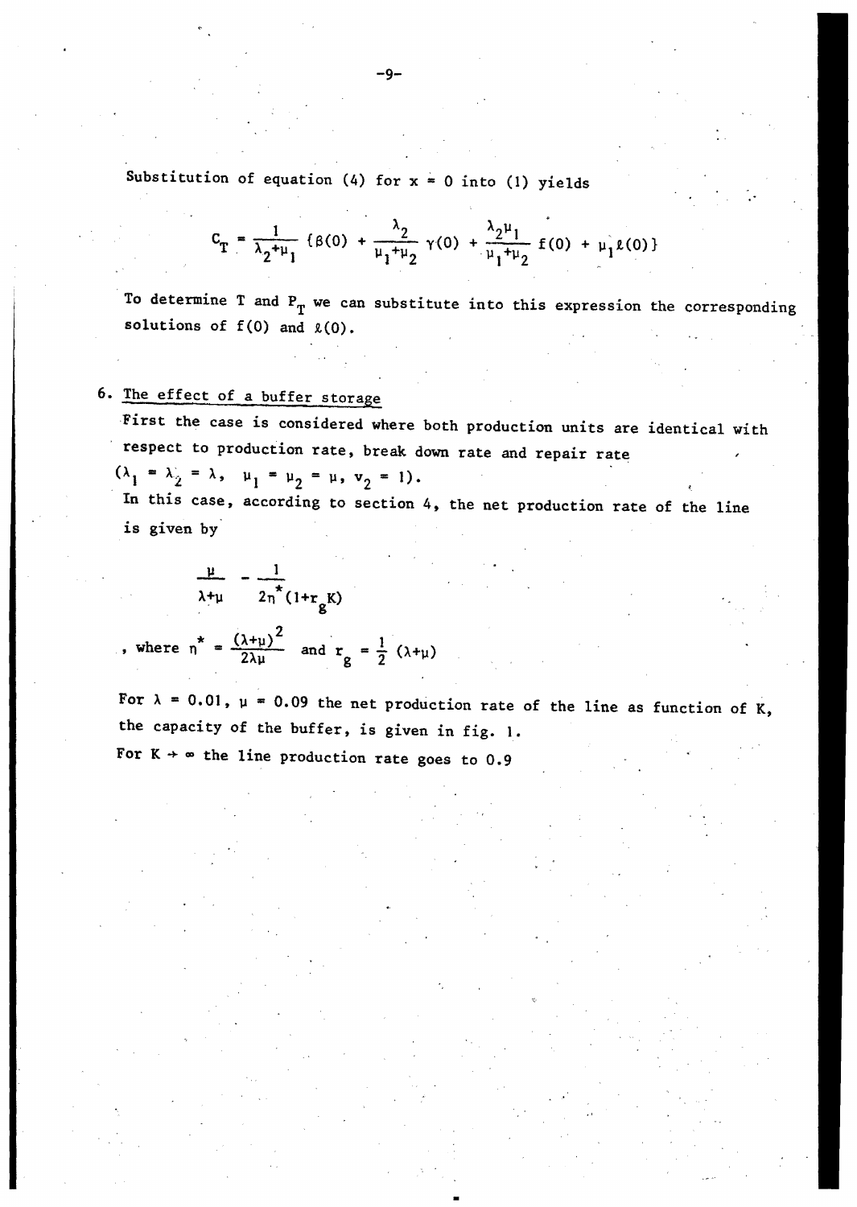Substitution of equation (4) for x = 0 into (1) yields

$$C_T = \frac{1}{\lambda_2+\mu_1} \{\beta(0) + \frac{\lambda_2}{\mu_1+\mu_2} \gamma(0) + \frac{\lambda_2\mu_1}{\mu_1+\mu_2} f(0) + \mu_1 \ell(0)\}$$

To determine T and $P_T$ we can substitute into this expression the corresponding solutions of $f(0)$ and $\ell(0)$.

## 6. The effect of a buffer storage

First the case is considered where both production units are identical with respect to production rate, break down rate and repair rate $(\lambda_1 = \lambda_2 = \lambda,\ \mu_1 = \mu_2 = \mu,\ v_2 = 1)$.

In this case, according to section 4, the net production rate of the line is given by

$$\frac{\mu}{\lambda+\mu} - \frac{1}{2n^*(1+r_g K)}$$

, where $n^* = \frac{(\lambda+\mu)^2}{2\lambda\mu}$ and $r_g = \frac{1}{2}(\lambda+\mu)$

For $\lambda = 0.01$, $\mu = 0.09$ the net production rate of the line as function of K, the capacity of the buffer, is given in fig. 1.

For $K \to \infty$ the line production rate goes to 0.9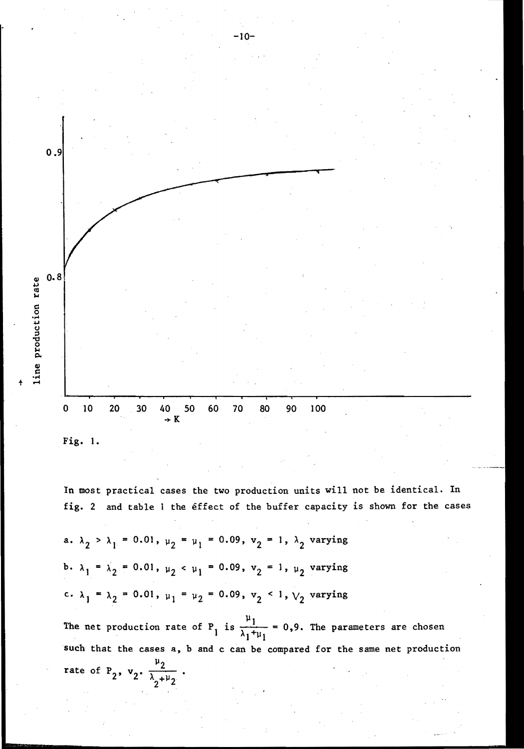0.9

0.8

line production rate

0 10 20 30 40 50 60 70 80 90 100

→ K

Fig. 1.

In most practical cases the two production units will not be identical. In fig. 2 and table 1 the éffect of the buffer capacity is shown for the cases

a. $\lambda_2 > \lambda_1 = 0.01$, $\mu_2 = \mu_1 = 0.09$, $v_2 = 1$, $\lambda_2$ varying

b. $\lambda_1 = \lambda_2 = 0.01$, $\mu_2 < \mu_1 = 0.09$, $v_2 = 1$, $\mu_2$ varying

c. $\lambda_1 = \lambda_2 = 0.01$, $\mu_1 = \mu_2 = 0.09$, $v_2 < 1$, $V_2$ varying

The net production rate of $P_1$ is $\frac{\mu_1}{\lambda_1+\mu_1} = 0{,}9$. The parameters are chosen such that the cases a, b and c can be compared for the same net production rate of $P_2$, $v_2 . \frac{\mu_2}{\lambda_2+\mu_2}$.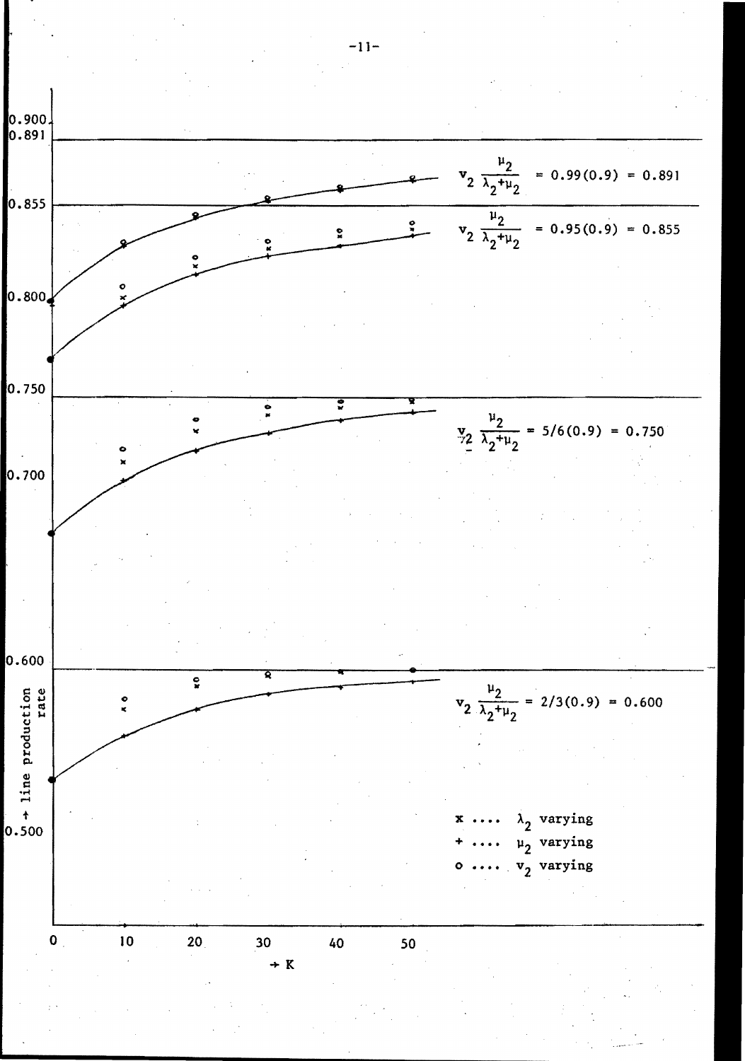0.900
0.891
0.855
0.800
0.750
0.700
0.600
0.500

$v_2 \frac{\mu_2}{\lambda_2+\mu_2} = 0.99(0.9) = 0.891$

$v_2 \frac{\mu_2}{\lambda_2+\mu_2} = 0.95(0.9) = 0.855$

$v_2 \frac{\mu_2}{\lambda_2+\mu_2} = 5/6(0.9) = 0.750$

$v_2 \frac{\mu_2}{\lambda_2+\mu_2} = 2/3(0.9) = 0.600$

x .... $\lambda_2$ varying

\+ .... $\mu_2$ varying

o .... $v_2$ varying

→ line production rate

0 10 20 30 40 50

→ K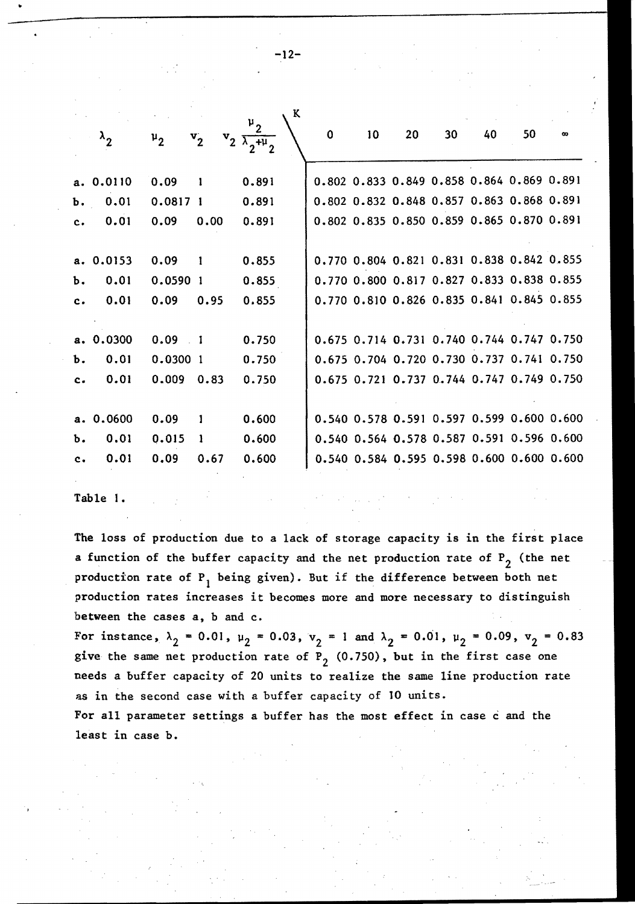| | $\lambda_2$ | $\mu_2$ | $v_2$ | $v_2 \frac{\mu_2}{\lambda_2+\mu_2}$ | K: 0 | 10 | 20 | 30 | 40 | 50 | $\infty$ |
|---|---|---|---|---|---|---|---|---|---|---|---|
| a. | 0.0110 | 0.09 | 1 | 0.891 | 0.802 | 0.833 | 0.849 | 0.858 | 0.864 | 0.869 | 0.891 |
| b. | 0.01 | 0.0817 | 1 | 0.891 | 0.802 | 0.832 | 0.848 | 0.857 | 0.863 | 0.868 | 0.891 |
| c. | 0.01 | 0.09 | 0.00 | 0.891 | 0.802 | 0.835 | 0.850 | 0.859 | 0.865 | 0.870 | 0.891 |
| a. | 0.0153 | 0.09 | 1 | 0.855 | 0.770 | 0.804 | 0.821 | 0.831 | 0.838 | 0.842 | 0.855 |
| b. | 0.01 | 0.0590 | 1 | 0.855 | 0.770 | 0.800 | 0.817 | 0.827 | 0.833 | 0.838 | 0.855 |
| c. | 0.01 | 0.09 | 0.95 | 0.855 | 0.770 | 0.810 | 0.826 | 0.835 | 0.841 | 0.845 | 0.855 |
| a. | 0.0300 | 0.09 | 1 | 0.750 | 0.675 | 0.714 | 0.731 | 0.740 | 0.744 | 0.747 | 0.750 |
| b. | 0.01 | 0.0300 | 1 | 0.750 | 0.675 | 0.704 | 0.720 | 0.730 | 0.737 | 0.741 | 0.750 |
| c. | 0.01 | 0.009 | 0.83 | 0.750 | 0.675 | 0.721 | 0.737 | 0.744 | 0.747 | 0.749 | 0.750 |
| a. | 0.0600 | 0.09 | 1 | 0.600 | 0.540 | 0.578 | 0.591 | 0.597 | 0.599 | 0.600 | 0.600 |
| b. | 0.01 | 0.015 | 1 | 0.600 | 0.540 | 0.564 | 0.578 | 0.587 | 0.591 | 0.596 | 0.600 |
| c. | 0.01 | 0.09 | 0.67 | 0.600 | 0.540 | 0.584 | 0.595 | 0.598 | 0.600 | 0.600 | 0.600 |

Table 1.

The loss of production due to a lack of storage capacity is in the first place a function of the buffer capacity and the net production rate of $P_2$ (the net production rate of $P_1$ being given). But if the difference between both net production rates increases it becomes more and more necessary to distinguish between the cases a, b and c.

For instance, $\lambda_2 = 0.01$, $\mu_2 = 0.03$, $v_2 = 1$ and $\lambda_2 = 0.01$, $\mu_2 = 0.09$, $v_2 = 0.83$ give the same net production rate of $P_2$ (0.750), but in the first case one needs a buffer capacity of 20 units to realize the same line production rate as in the second case with a buffer capacity of 10 units.

For all parameter settings a buffer has the most effect in case c and the least in case b.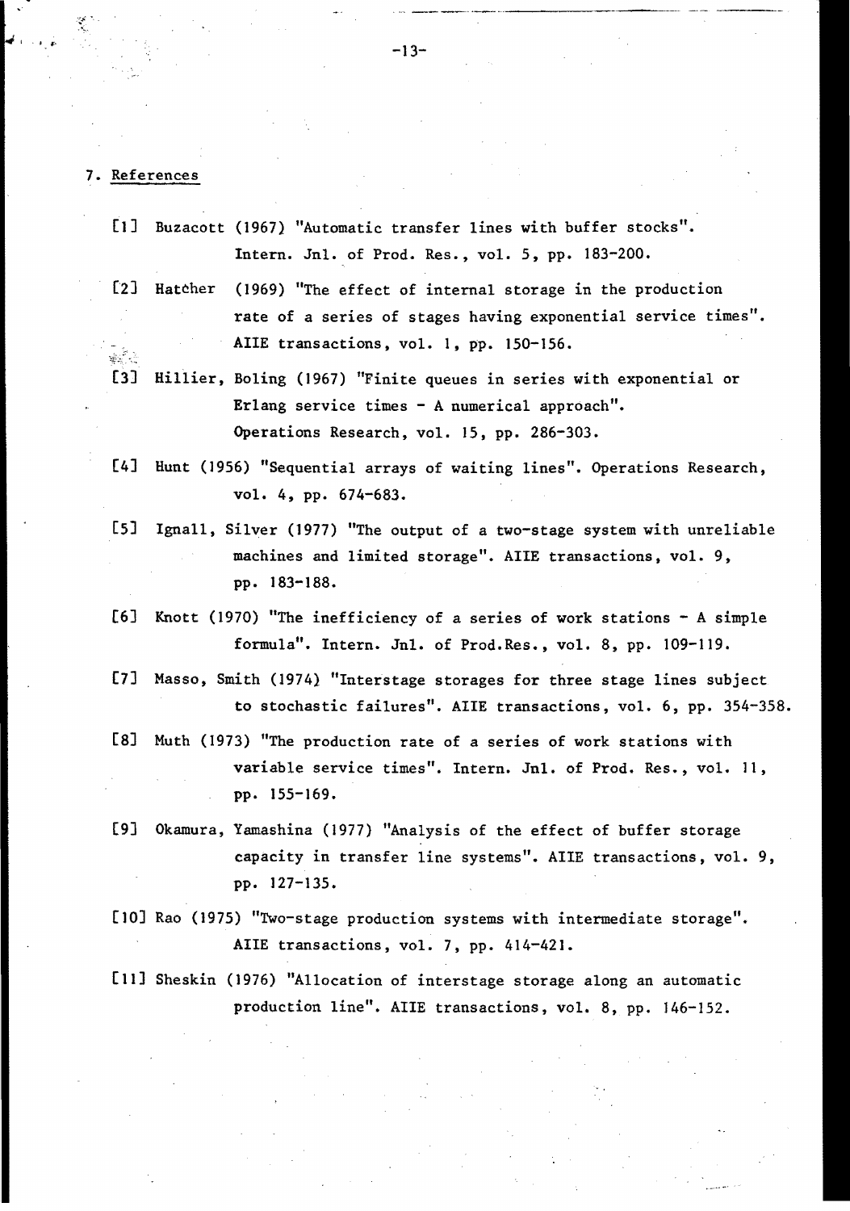## 7. References

[1] Buzacott (1967) "Automatic transfer lines with buffer stocks". Intern. Jnl. of Prod. Res., vol. 5, pp. 183-200.

[2] Hatcher (1969) "The effect of internal storage in the production rate of a series of stages having exponential service times". AIIE transactions, vol. 1, pp. 150-156.

[3] Hillier, Boling (1967) "Finite queues in series with exponential or Erlang service times - A numerical approach". Operations Research, vol. 15, pp. 286-303.

[4] Hunt (1956) "Sequential arrays of waiting lines". Operations Research, vol. 4, pp. 674-683.

[5] Ignall, Silver (1977) "The output of a two-stage system with unreliable machines and limited storage". AIIE transactions, vol. 9, pp. 183-188.

[6] Knott (1970) "The inefficiency of a series of work stations - A simple formula". Intern. Jnl. of Prod.Res., vol. 8, pp. 109-119.

[7] Masso, Smith (1974) "Interstage storages for three stage lines subject to stochastic failures". AIIE transactions, vol. 6, pp. 354-358.

[8] Muth (1973) "The production rate of a series of work stations with variable service times". Intern. Jnl. of Prod. Res., vol. 11, pp. 155-169.

[9] Okamura, Yamashina (1977) "Analysis of the effect of buffer storage capacity in transfer line systems". AIIE transactions, vol. 9, pp. 127-135.

[10] Rao (1975) "Two-stage production systems with intermediate storage". AIIE transactions, vol. 7, pp. 414-421.

[11] Sheskin (1976) "Allocation of interstage storage along an automatic production line". AIIE transactions, vol. 8, pp. 146-152.